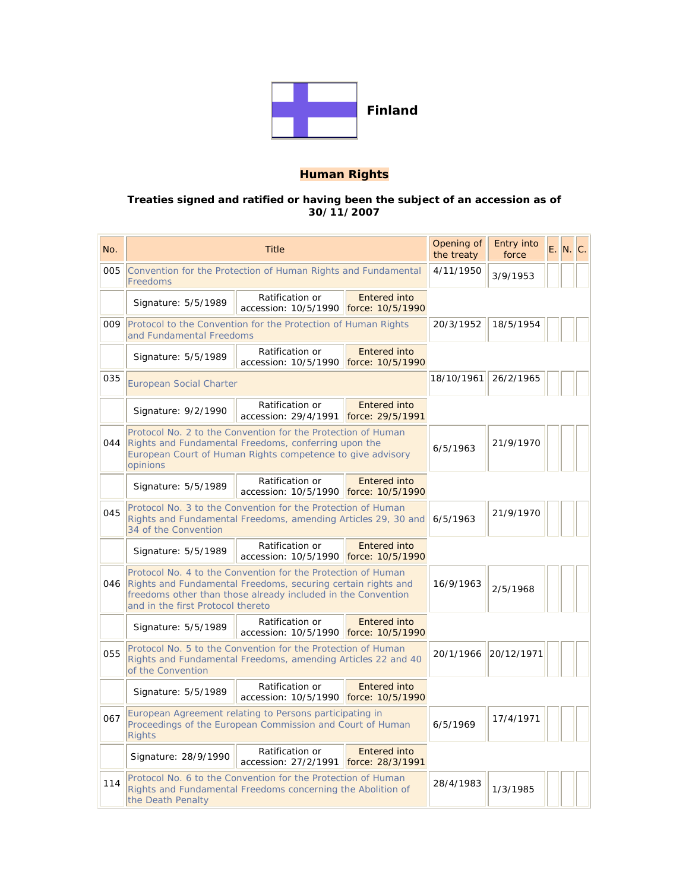# Finland

## Human Rights

**Treaties signed and ratified or having been the subject of an accession as of 30/11/2007**

| No. | Title | | | Opening of the treaty | Entry into force | E. | N. | C. |
|---|---|---|---|---|---|---|---|---|
| 005 | Convention for the Protection of Human Rights and Fundamental Freedoms | | | 4/11/1950 | 3/9/1953 | | | |
| | Signature: 5/5/1989 | Ratification or accession: 10/5/1990 | Entered into force: 10/5/1990 | | | | | |
| 009 | Protocol to the Convention for the Protection of Human Rights and Fundamental Freedoms | | | 20/3/1952 | 18/5/1954 | | | |
| | Signature: 5/5/1989 | Ratification or accession: 10/5/1990 | Entered into force: 10/5/1990 | | | | | |
| 035 | European Social Charter | | | 18/10/1961 | 26/2/1965 | | | |
| | Signature: 9/2/1990 | Ratification or accession: 29/4/1991 | Entered into force: 29/5/1991 | | | | | |
| 044 | Protocol No. 2 to the Convention for the Protection of Human Rights and Fundamental Freedoms, conferring upon the European Court of Human Rights competence to give advisory opinions | | | 6/5/1963 | 21/9/1970 | | | |
| | Signature: 5/5/1989 | Ratification or accession: 10/5/1990 | Entered into force: 10/5/1990 | | | | | |
| 045 | Protocol No. 3 to the Convention for the Protection of Human Rights and Fundamental Freedoms, amending Articles 29, 30 and 34 of the Convention | | | 6/5/1963 | 21/9/1970 | | | |
| | Signature: 5/5/1989 | Ratification or accession: 10/5/1990 | Entered into force: 10/5/1990 | | | | | |
| 046 | Protocol No. 4 to the Convention for the Protection of Human Rights and Fundamental Freedoms, securing certain rights and freedoms other than those already included in the Convention and in the first Protocol thereto | | | 16/9/1963 | 2/5/1968 | | | |
| | Signature: 5/5/1989 | Ratification or accession: 10/5/1990 | Entered into force: 10/5/1990 | | | | | |
| 055 | Protocol No. 5 to the Convention for the Protection of Human Rights and Fundamental Freedoms, amending Articles 22 and 40 of the Convention | | | 20/1/1966 | 20/12/1971 | | | |
| | Signature: 5/5/1989 | Ratification or accession: 10/5/1990 | Entered into force: 10/5/1990 | | | | | |
| 067 | European Agreement relating to Persons participating in Proceedings of the European Commission and Court of Human Rights | | | 6/5/1969 | 17/4/1971 | | | |
| | Signature: 28/9/1990 | Ratification or accession: 27/2/1991 | Entered into force: 28/3/1991 | | | | | |
| 114 | Protocol No. 6 to the Convention for the Protection of Human Rights and Fundamental Freedoms concerning the Abolition of the Death Penalty | | | 28/4/1983 | 1/3/1985 | | | |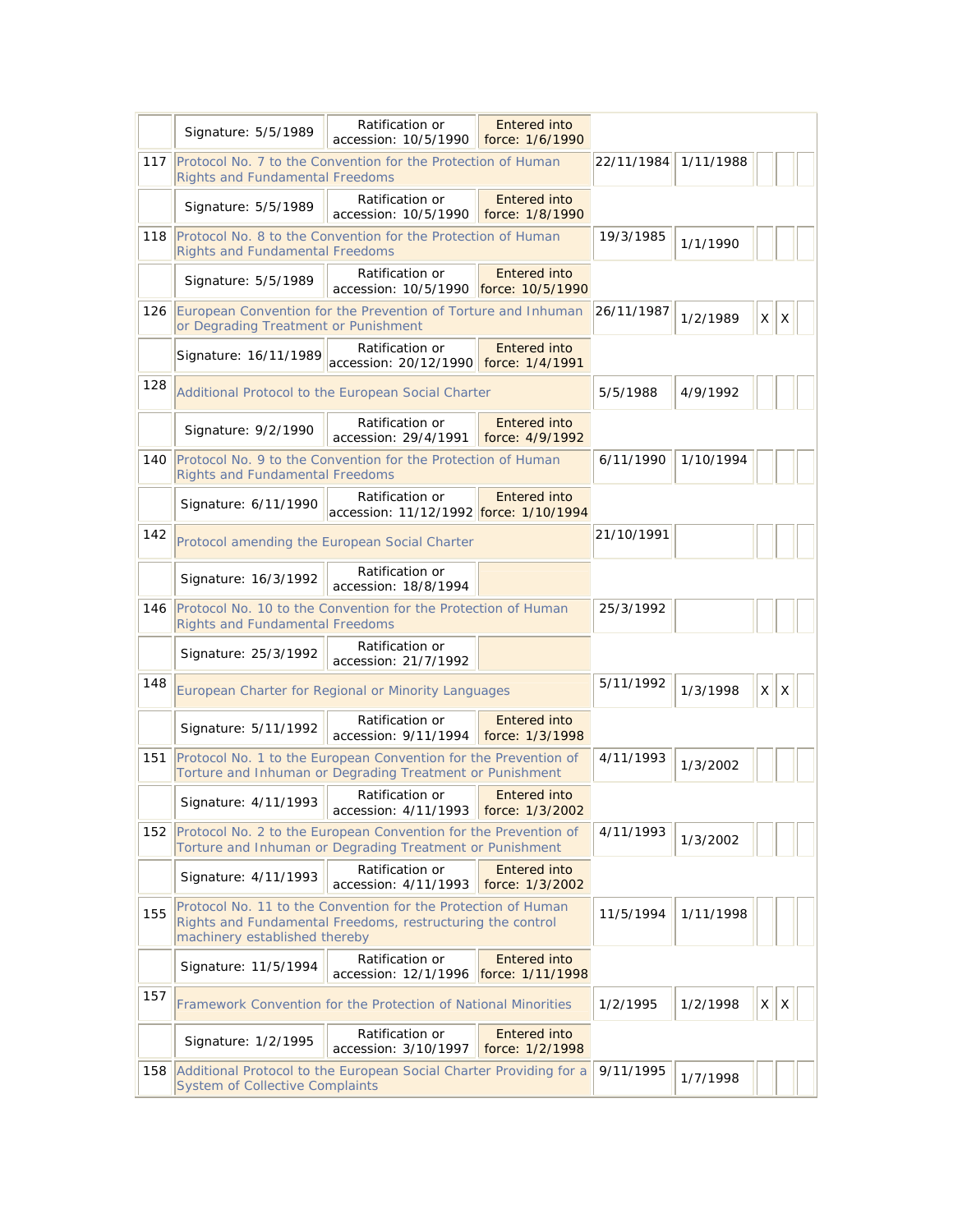| | | | | | | | | |
|---|---|---|---|---|---|---|---|---|
| | Signature: 5/5/1989 | Ratification or accession: 10/5/1990 | Entered into force: 1/6/1990 | | | | | |
| 117 | Protocol No. 7 to the Convention for the Protection of Human Rights and Fundamental Freedoms | | | 22/11/1984 | 1/11/1988 | | | |
| | Signature: 5/5/1989 | Ratification or accession: 10/5/1990 | Entered into force: 1/8/1990 | | | | | |
| 118 | Protocol No. 8 to the Convention for the Protection of Human Rights and Fundamental Freedoms | | | 19/3/1985 | 1/1/1990 | | | |
| | Signature: 5/5/1989 | Ratification or accession: 10/5/1990 | Entered into force: 10/5/1990 | | | | | |
| 126 | European Convention for the Prevention of Torture and Inhuman or Degrading Treatment or Punishment | | | 26/11/1987 | 1/2/1989 | X | X | |
| | Signature: 16/11/1989 | Ratification or accession: 20/12/1990 | Entered into force: 1/4/1991 | | | | | |
| 128 | Additional Protocol to the European Social Charter | | | 5/5/1988 | 4/9/1992 | | | |
| | Signature: 9/2/1990 | Ratification or accession: 29/4/1991 | Entered into force: 4/9/1992 | | | | | |
| 140 | Protocol No. 9 to the Convention for the Protection of Human Rights and Fundamental Freedoms | | | 6/11/1990 | 1/10/1994 | | | |
| | Signature: 6/11/1990 | Ratification or accession: 11/12/1992 | Entered into force: 1/10/1994 | | | | | |
| 142 | Protocol amending the European Social Charter | | | 21/10/1991 | | | | |
| | Signature: 16/3/1992 | Ratification or accession: 18/8/1994 | | | | | | |
| 146 | Protocol No. 10 to the Convention for the Protection of Human Rights and Fundamental Freedoms | | | 25/3/1992 | | | | |
| | Signature: 25/3/1992 | Ratification or accession: 21/7/1992 | | | | | | |
| 148 | European Charter for Regional or Minority Languages | | | 5/11/1992 | 1/3/1998 | X | X | |
| | Signature: 5/11/1992 | Ratification or accession: 9/11/1994 | Entered into force: 1/3/1998 | | | | | |
| 151 | Protocol No. 1 to the European Convention for the Prevention of Torture and Inhuman or Degrading Treatment or Punishment | | | 4/11/1993 | 1/3/2002 | | | |
| | Signature: 4/11/1993 | Ratification or accession: 4/11/1993 | Entered into force: 1/3/2002 | | | | | |
| 152 | Protocol No. 2 to the European Convention for the Prevention of Torture and Inhuman or Degrading Treatment or Punishment | | | 4/11/1993 | 1/3/2002 | | | |
| | Signature: 4/11/1993 | Ratification or accession: 4/11/1993 | Entered into force: 1/3/2002 | | | | | |
| 155 | Protocol No. 11 to the Convention for the Protection of Human Rights and Fundamental Freedoms, restructuring the control machinery established thereby | | | 11/5/1994 | 1/11/1998 | | | |
| | Signature: 11/5/1994 | Ratification or accession: 12/1/1996 | Entered into force: 1/11/1998 | | | | | |
| 157 | Framework Convention for the Protection of National Minorities | | | 1/2/1995 | 1/2/1998 | X | X | |
| | Signature: 1/2/1995 | Ratification or accession: 3/10/1997 | Entered into force: 1/2/1998 | | | | | |
| 158 | Additional Protocol to the European Social Charter Providing for a System of Collective Complaints | | | 9/11/1995 | 1/7/1998 | | | |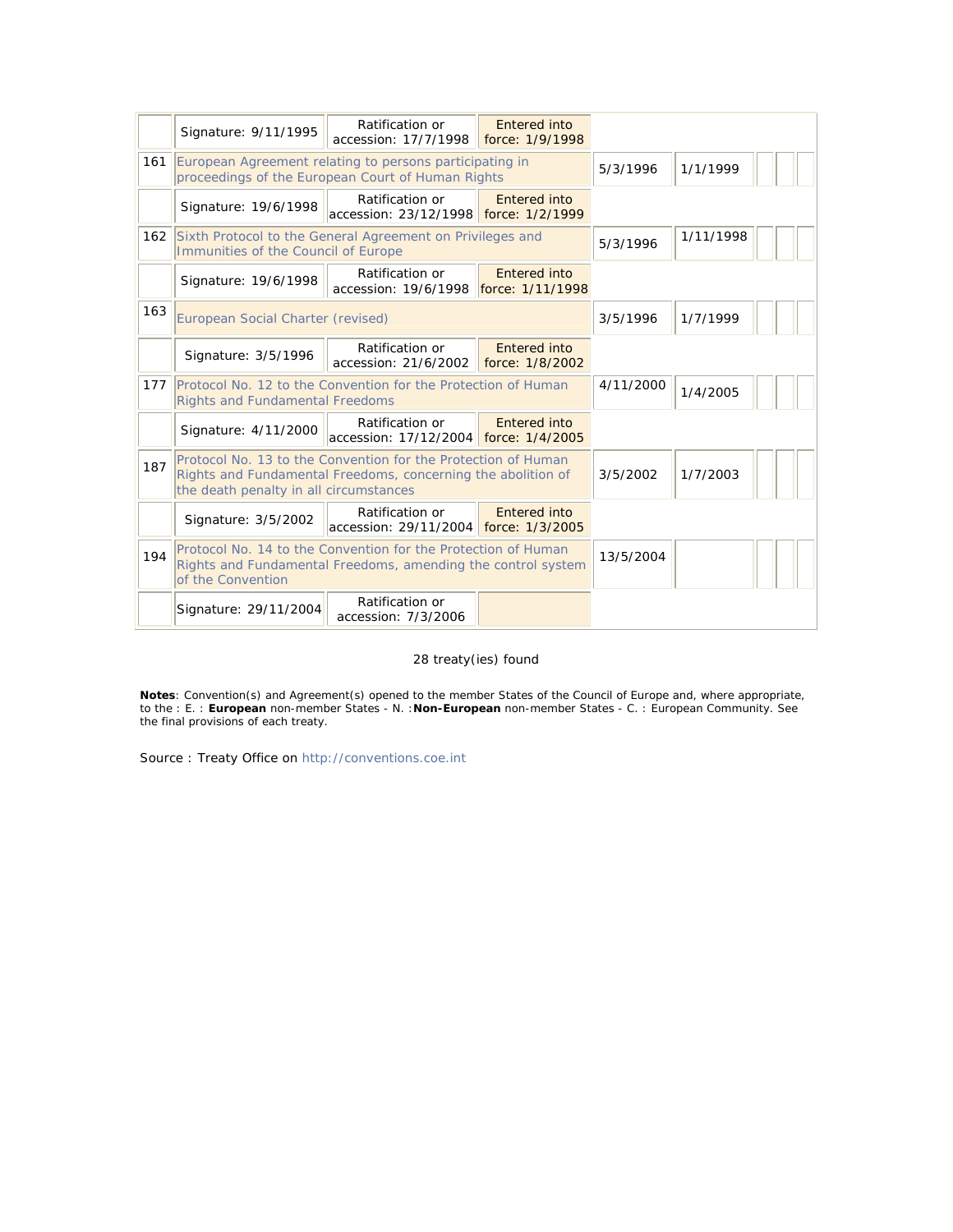| | | | | | | | |
|---|---|---|---|---|---|---|---|
| | Signature: 9/11/1995 | Ratification or accession: 17/7/1998 | Entered into force: 1/9/1998 | | | | |
| 161 | European Agreement relating to persons participating in proceedings of the European Court of Human Rights | | | 5/3/1996 | 1/1/1999 | | |
| | Signature: 19/6/1998 | Ratification or accession: 23/12/1998 | Entered into force: 1/2/1999 | | | | |
| 162 | Sixth Protocol to the General Agreement on Privileges and Immunities of the Council of Europe | | | 5/3/1996 | 1/11/1998 | | |
| | Signature: 19/6/1998 | Ratification or accession: 19/6/1998 | Entered into force: 1/11/1998 | | | | |
| 163 | European Social Charter (revised) | | | 3/5/1996 | 1/7/1999 | | |
| | Signature: 3/5/1996 | Ratification or accession: 21/6/2002 | Entered into force: 1/8/2002 | | | | |
| 177 | Protocol No. 12 to the Convention for the Protection of Human Rights and Fundamental Freedoms | | | 4/11/2000 | 1/4/2005 | | |
| | Signature: 4/11/2000 | Ratification or accession: 17/12/2004 | Entered into force: 1/4/2005 | | | | |
| 187 | Protocol No. 13 to the Convention for the Protection of Human Rights and Fundamental Freedoms, concerning the abolition of the death penalty in all circumstances | | | 3/5/2002 | 1/7/2003 | | |
| | Signature: 3/5/2002 | Ratification or accession: 29/11/2004 | Entered into force: 1/3/2005 | | | | |
| 194 | Protocol No. 14 to the Convention for the Protection of Human Rights and Fundamental Freedoms, amending the control system of the Convention | | | 13/5/2004 | | | |
| | Signature: 29/11/2004 | Ratification or accession: 7/3/2006 | | | | | |

28 treaty(ies) found

**Notes**: Convention(s) and Agreement(s) opened to the member States of the Council of Europe and, where appropriate, to the : E. : **European** non-member States - N. :**Non-European** non-member States - C. : European Community. See the final provisions of each treaty.

Source : Treaty Office on http://conventions.coe.int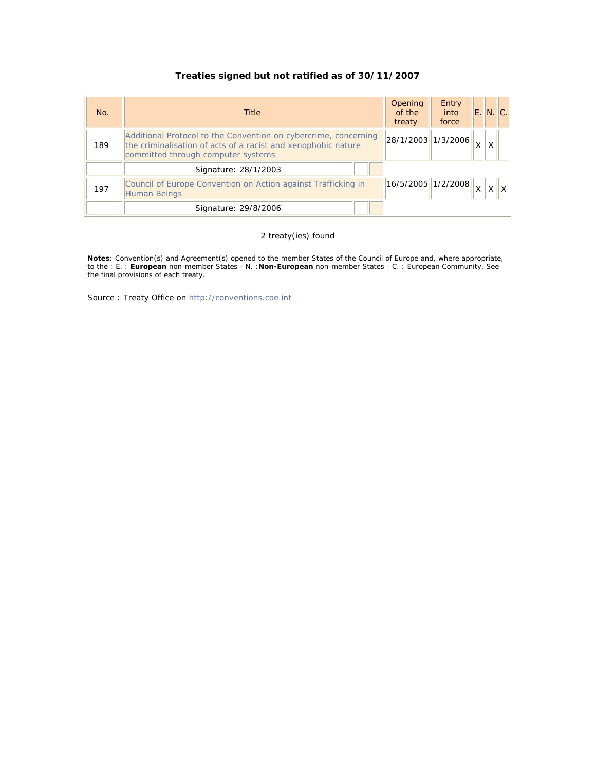**Treaties signed but not ratified as of 30/11/2007**

| No. | Title | Opening of the treaty | Entry into force | E. | N. | C. |
|---|---|---|---|---|---|---|
| 189 | Additional Protocol to the Convention on cybercrime, concerning the criminalisation of acts of a racist and xenophobic nature committed through computer systems | 28/1/2003 | 1/3/2006 | X | X | |
| | Signature: 28/1/2003 | | | | | |
| 197 | Council of Europe Convention on Action against Trafficking in Human Beings | 16/5/2005 | 1/2/2008 | X | X | X |
| | Signature: 29/8/2006 | | | | | |

2 treaty(ies) found

**Notes**: Convention(s) and Agreement(s) opened to the member States of the Council of Europe and, where appropriate, to the : E. : **European** non-member States - N. :**Non-European** non-member States - C. : European Community. See the final provisions of each treaty.

Source : Treaty Office on http://conventions.coe.int